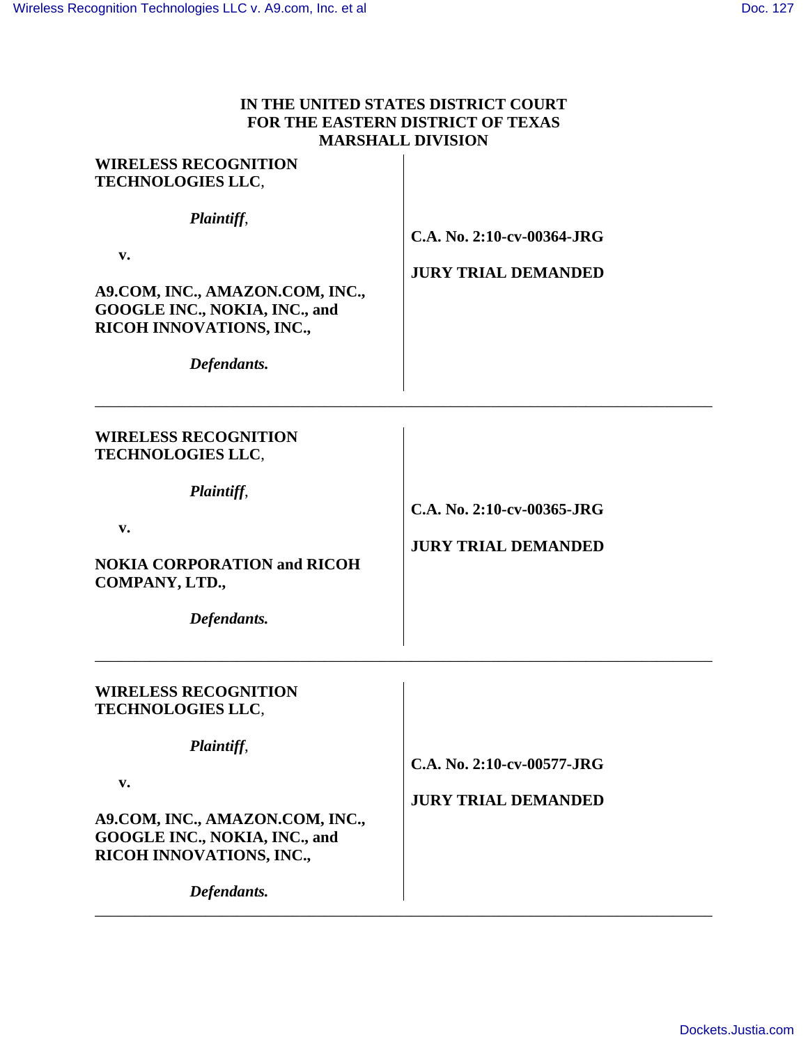**IN THE UNITED STATES DISTRICT COURT**
**FOR THE EASTERN DISTRICT OF TEXAS**
**MARSHALL DIVISION**

| | |
|---|---|
| **WIRELESS RECOGNITION TECHNOLOGIES LLC**,<br><br>***Plaintiff***,<br><br>**v.**<br><br>**A9.COM, INC., AMAZON.COM, INC., GOOGLE INC., NOKIA, INC., and RICOH INNOVATIONS, INC.,**<br><br>***Defendants.*** | **C.A. No. 2:10-cv-00364-JRG**<br><br>**JURY TRIAL DEMANDED** |

| | |
|---|---|
| **WIRELESS RECOGNITION TECHNOLOGIES LLC**,<br><br>***Plaintiff***,<br><br>**v.**<br><br>**NOKIA CORPORATION and RICOH COMPANY, LTD.,**<br><br>***Defendants.*** | **C.A. No. 2:10-cv-00365-JRG**<br><br>**JURY TRIAL DEMANDED** |

| | |
|---|---|
| **WIRELESS RECOGNITION TECHNOLOGIES LLC**,<br><br>***Plaintiff***,<br><br>**v.**<br><br>**A9.COM, INC., AMAZON.COM, INC., GOOGLE INC., NOKIA, INC., and RICOH INNOVATIONS, INC.,**<br><br>***Defendants.*** | **C.A. No. 2:10-cv-00577-JRG**<br><br>**JURY TRIAL DEMANDED** |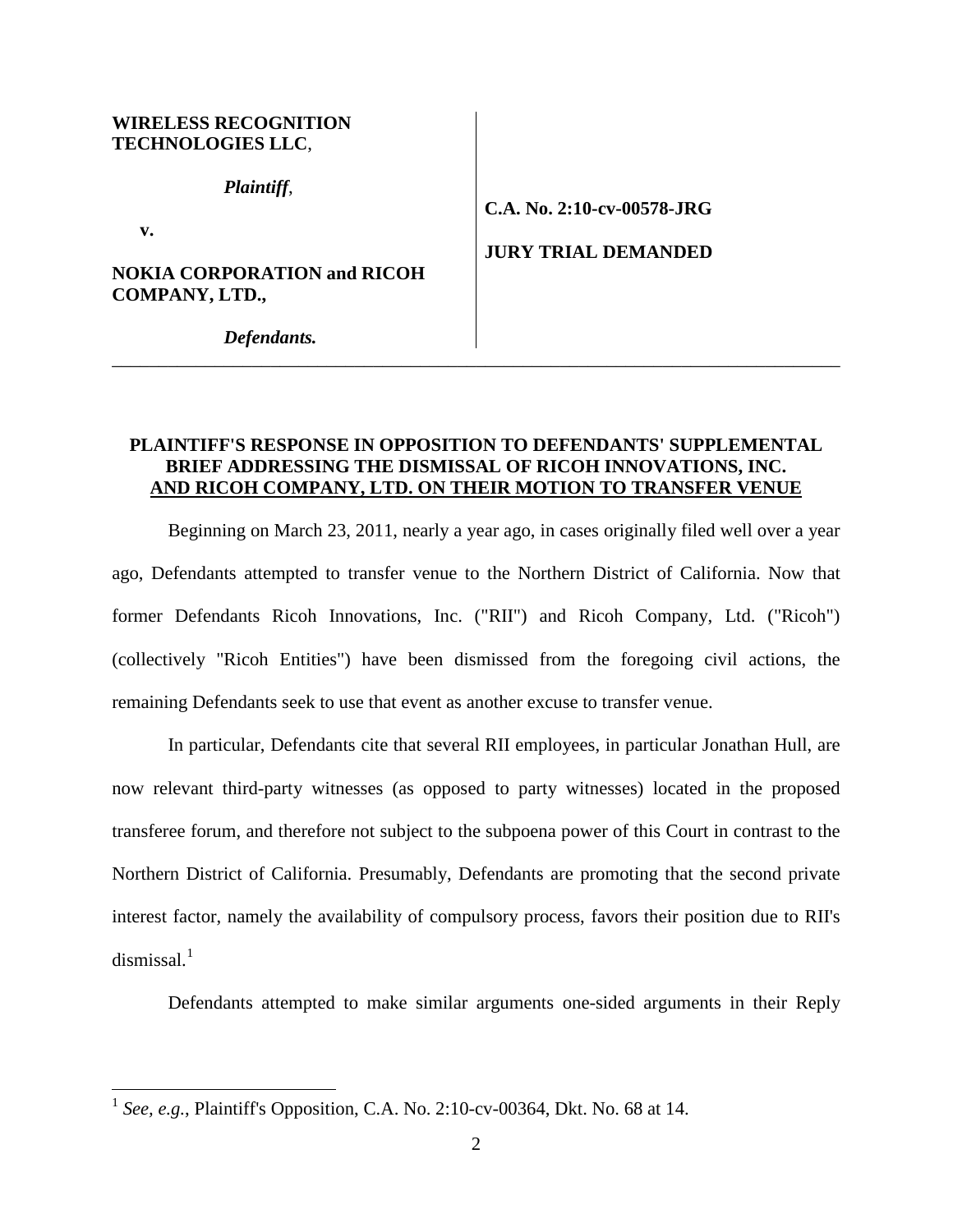**WIRELESS RECOGNITION TECHNOLOGIES LLC**,

*Plaintiff*,

**v.**

**NOKIA CORPORATION and RICOH COMPANY, LTD.,**

*Defendants.*

**C.A. No. 2:10-cv-00578-JRG**

**JURY TRIAL DEMANDED**

---

**PLAINTIFF'S RESPONSE IN OPPOSITION TO DEFENDANTS' SUPPLEMENTAL BRIEF ADDRESSING THE DISMISSAL OF RICOH INNOVATIONS, INC. AND RICOH COMPANY, LTD. ON THEIR MOTION TO TRANSFER VENUE**

Beginning on March 23, 2011, nearly a year ago, in cases originally filed well over a year ago, Defendants attempted to transfer venue to the Northern District of California. Now that former Defendants Ricoh Innovations, Inc. ("RII") and Ricoh Company, Ltd. ("Ricoh") (collectively "Ricoh Entities") have been dismissed from the foregoing civil actions, the remaining Defendants seek to use that event as another excuse to transfer venue.

In particular, Defendants cite that several RII employees, in particular Jonathan Hull, are now relevant third-party witnesses (as opposed to party witnesses) located in the proposed transferee forum, and therefore not subject to the subpoena power of this Court in contrast to the Northern District of California. Presumably, Defendants are promoting that the second private interest factor, namely the availability of compulsory process, favors their position due to RII's dismissal.[1]

Defendants attempted to make similar arguments one-sided arguments in their Reply

---

[1] *See, e.g.*, Plaintiff's Opposition, C.A. No. 2:10-cv-00364, Dkt. No. 68 at 14.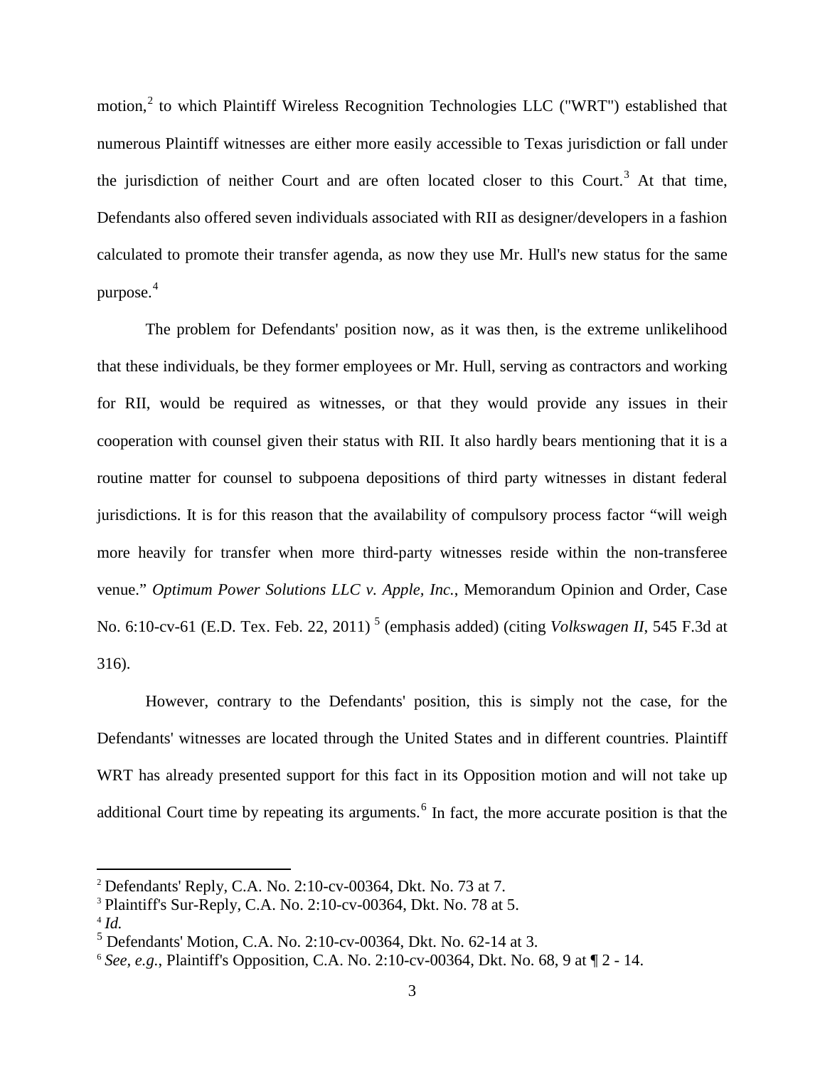motion,[2] to which Plaintiff Wireless Recognition Technologies LLC ("WRT") established that numerous Plaintiff witnesses are either more easily accessible to Texas jurisdiction or fall under the jurisdiction of neither Court and are often located closer to this Court.[3] At that time, Defendants also offered seven individuals associated with RII as designer/developers in a fashion calculated to promote their transfer agenda, as now they use Mr. Hull's new status for the same purpose.[4]

The problem for Defendants' position now, as it was then, is the extreme unlikelihood that these individuals, be they former employees or Mr. Hull, serving as contractors and working for RII, would be required as witnesses, or that they would provide any issues in their cooperation with counsel given their status with RII. It also hardly bears mentioning that it is a routine matter for counsel to subpoena depositions of third party witnesses in distant federal jurisdictions. It is for this reason that the availability of compulsory process factor "will weigh more heavily for transfer when more third-party witnesses reside within the non-transferee venue." *Optimum Power Solutions LLC v. Apple, Inc.*, Memorandum Opinion and Order, Case No. 6:10-cv-61 (E.D. Tex. Feb. 22, 2011) [5] (emphasis added) (citing *Volkswagen II*, 545 F.3d at 316).

However, contrary to the Defendants' position, this is simply not the case, for the Defendants' witnesses are located through the United States and in different countries. Plaintiff WRT has already presented support for this fact in its Opposition motion and will not take up additional Court time by repeating its arguments.[6] In fact, the more accurate position is that the

---

[2] Defendants' Reply, C.A. No. 2:10-cv-00364, Dkt. No. 73 at 7.

[3] Plaintiff's Sur-Reply, C.A. No. 2:10-cv-00364, Dkt. No. 78 at 5.

[4] *Id.*

[5] Defendants' Motion, C.A. No. 2:10-cv-00364, Dkt. No. 62-14 at 3.

[6] *See, e.g.*, Plaintiff's Opposition, C.A. No. 2:10-cv-00364, Dkt. No. 68, 9 at ¶ 2 - 14.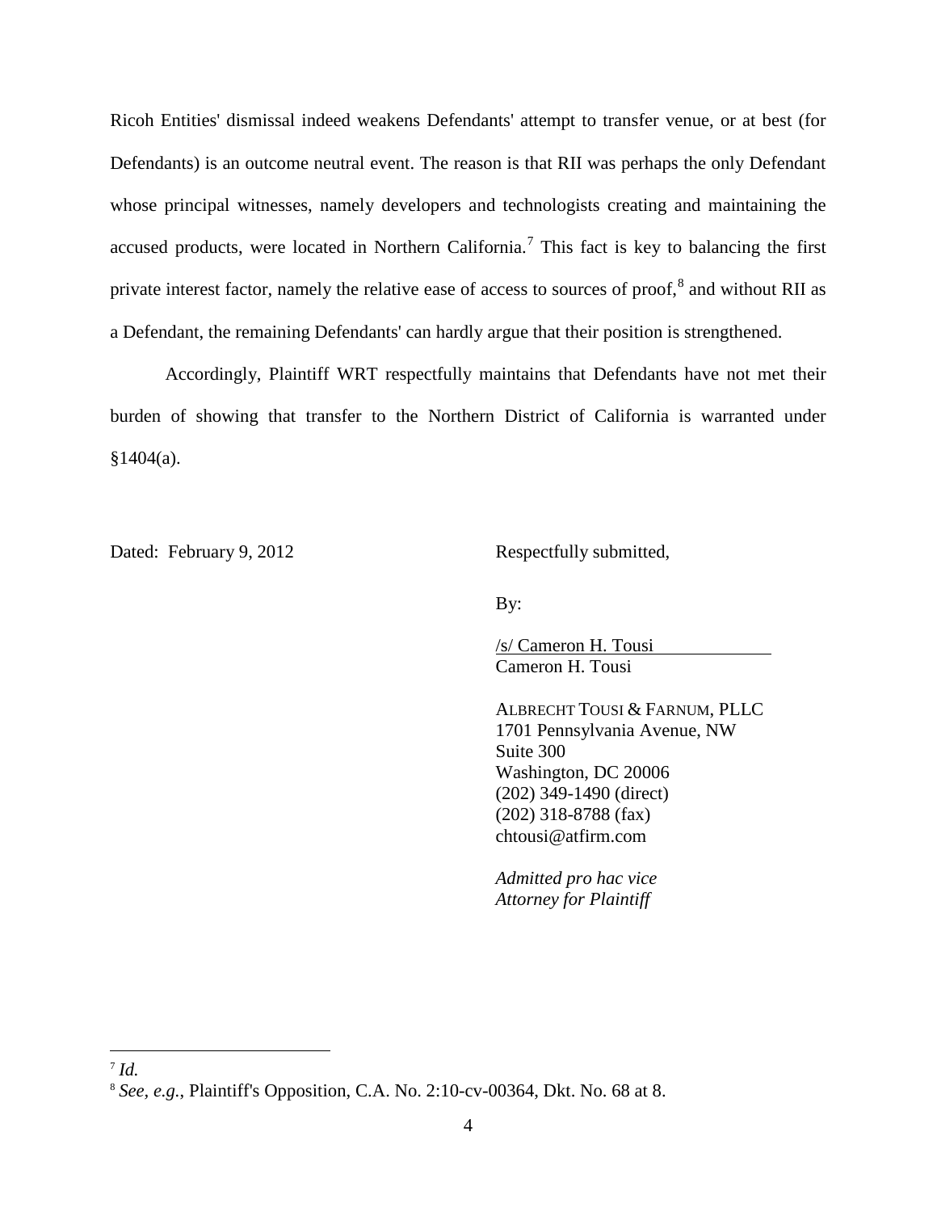Ricoh Entities' dismissal indeed weakens Defendants' attempt to transfer venue, or at best (for Defendants) is an outcome neutral event. The reason is that RII was perhaps the only Defendant whose principal witnesses, namely developers and technologists creating and maintaining the accused products, were located in Northern California.[7] This fact is key to balancing the first private interest factor, namely the relative ease of access to sources of proof,[8] and without RII as a Defendant, the remaining Defendants' can hardly argue that their position is strengthened.

Accordingly, Plaintiff WRT respectfully maintains that Defendants have not met their burden of showing that transfer to the Northern District of California is warranted under §1404(a).

Dated: February 9, 2012

Respectfully submitted,

By:

/s/ Cameron H. Tousi
Cameron H. Tousi

ALBRECHT TOUSI & FARNUM, PLLC
1701 Pennsylvania Avenue, NW
Suite 300
Washington, DC 20006
(202) 349-1490 (direct)
(202) 318-8788 (fax)
chtousi@atfirm.com

*Admitted pro hac vice*
*Attorney for Plaintiff*

---

[7] *Id.*

[8] *See, e.g.*, Plaintiff's Opposition, C.A. No. 2:10-cv-00364, Dkt. No. 68 at 8.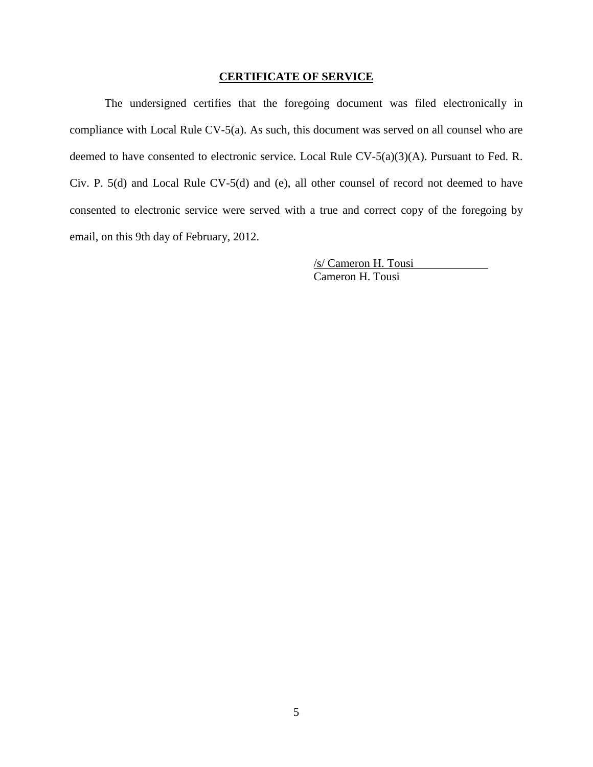## CERTIFICATE OF SERVICE

The undersigned certifies that the foregoing document was filed electronically in compliance with Local Rule CV-5(a). As such, this document was served on all counsel who are deemed to have consented to electronic service. Local Rule CV-5(a)(3)(A). Pursuant to Fed. R. Civ. P. 5(d) and Local Rule CV-5(d) and (e), all other counsel of record not deemed to have consented to electronic service were served with a true and correct copy of the foregoing by email, on this 9th day of February, 2012.

/s/ Cameron H. Tousi
Cameron H. Tousi